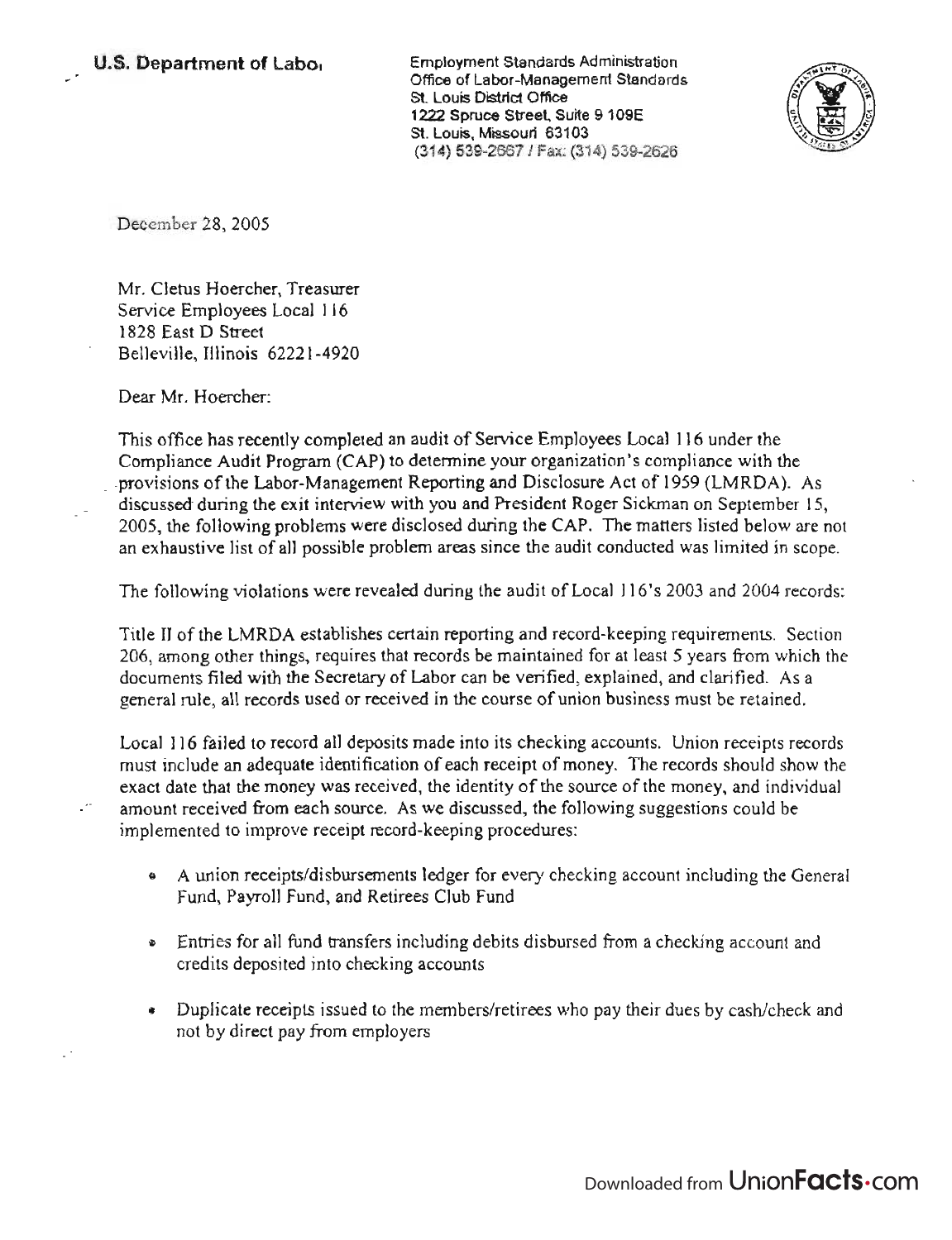**U.S. Department of Labor**

Employment Standards Administration
Office of Labor-Management Standards
St. Louis District Office
1222 Spruce Street, Suite 9 109E
St. Louis, Missouri 63103
(314) 539-2667 / Fax: (314) 539-2626

December 28, 2005

Mr. Cletus Hoercher, Treasurer
Service Employees Local 116
1828 East D Street
Belleville, Illinois 62221-4920

Dear Mr. Hoercher:

This office has recently completed an audit of Service Employees Local 116 under the Compliance Audit Program (CAP) to determine your organization's compliance with the provisions of the Labor-Management Reporting and Disclosure Act of 1959 (LMRDA). As discussed during the exit interview with you and President Roger Sickman on September 15, 2005, the following problems were disclosed during the CAP. The matters listed below are not an exhaustive list of all possible problem areas since the audit conducted was limited in scope.

The following violations were revealed during the audit of Local 116's 2003 and 2004 records:

Title II of the LMRDA establishes certain reporting and record-keeping requirements. Section 206, among other things, requires that records be maintained for at least 5 years from which the documents filed with the Secretary of Labor can be verified, explained, and clarified. As a general rule, all records used or received in the course of union business must be retained.

Local 116 failed to record all deposits made into its checking accounts. Union receipts records must include an adequate identification of each receipt of money. The records should show the exact date that the money was received, the identity of the source of the money, and individual amount received from each source. As we discussed, the following suggestions could be implemented to improve receipt record-keeping procedures:

- A union receipts/disbursements ledger for every checking account including the General Fund, Payroll Fund, and Retirees Club Fund
- Entries for all fund transfers including debits disbursed from a checking account and credits deposited into checking accounts
- Duplicate receipts issued to the members/retirees who pay their dues by cash/check and not by direct pay from employers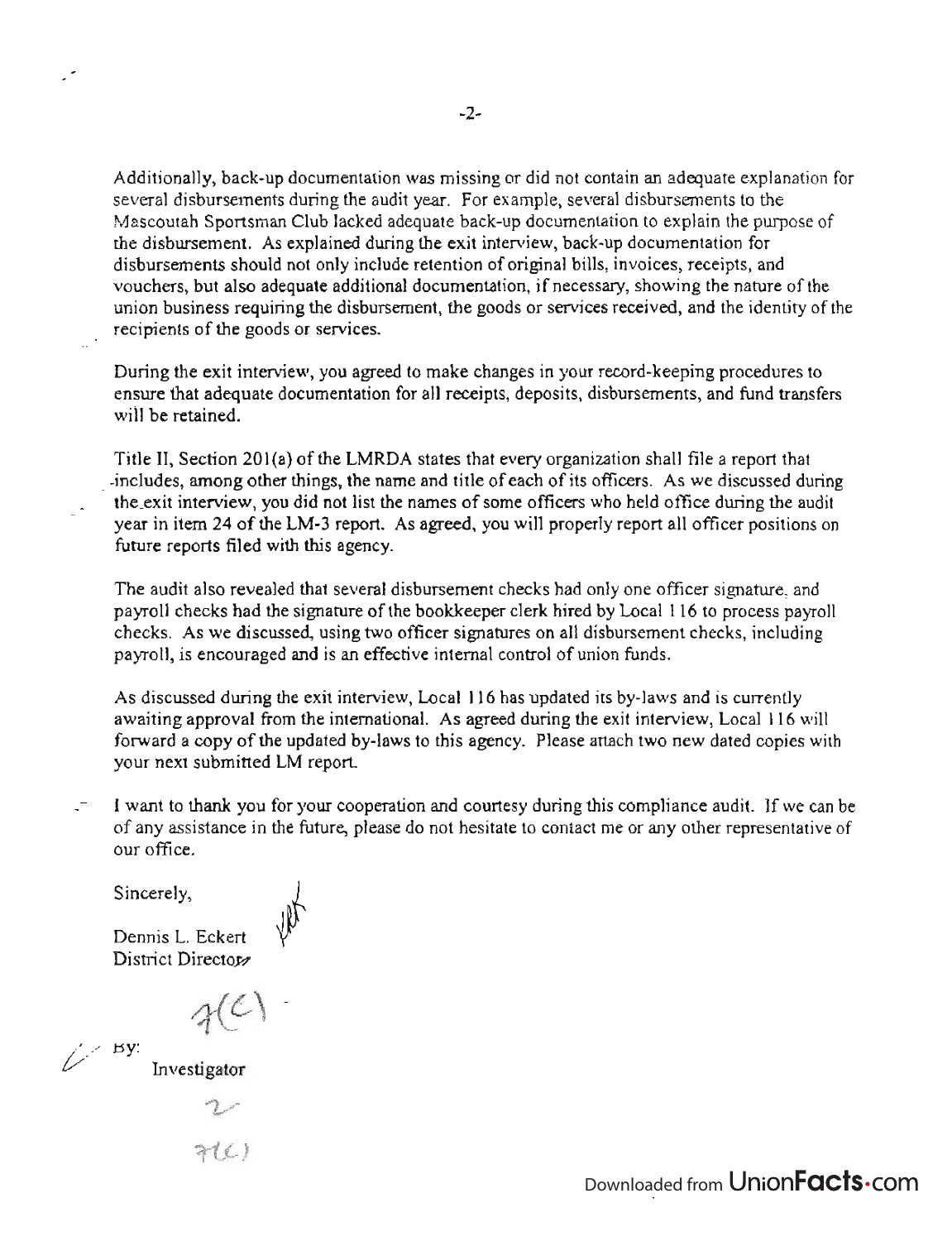Additionally, back-up documentation was missing or did not contain an adequate explanation for several disbursements during the audit year. For example, several disbursements to the Mascoutah Sportsman Club lacked adequate back-up documentation to explain the purpose of the disbursement. As explained during the exit interview, back-up documentation for disbursements should not only include retention of original bills, invoices, receipts, and vouchers, but also adequate additional documentation, if necessary, showing the nature of the union business requiring the disbursement, the goods or services received, and the identity of the recipients of the goods or services.

During the exit interview, you agreed to make changes in your record-keeping procedures to ensure that adequate documentation for all receipts, deposits, disbursements, and fund transfers will be retained.

Title II, Section 201(a) of the LMRDA states that every organization shall file a report that includes, among other things, the name and title of each of its officers. As we discussed during the exit interview, you did not list the names of some officers who held office during the audit year in item 24 of the LM-3 report. As agreed, you will properly report all officer positions on future reports filed with this agency.

The audit also revealed that several disbursement checks had only one officer signature, and payroll checks had the signature of the bookkeeper clerk hired by Local 116 to process payroll checks. As we discussed, using two officer signatures on all disbursement checks, including payroll, is encouraged and is an effective internal control of union funds.

As discussed during the exit interview, Local 116 has updated its by-laws and is currently awaiting approval from the international. As agreed during the exit interview, Local 116 will forward a copy of the updated by-laws to this agency. Please attach two new dated copies with your next submitted LM report.

I want to thank you for your cooperation and courtesy during this compliance audit. If we can be of any assistance in the future, please do not hesitate to contact me or any other representative of our office.

Sincerely,

Dennis L. Eckert
District Director

7(C)

By:
Investigator

7(C)

Downloaded from UnionFacts.com